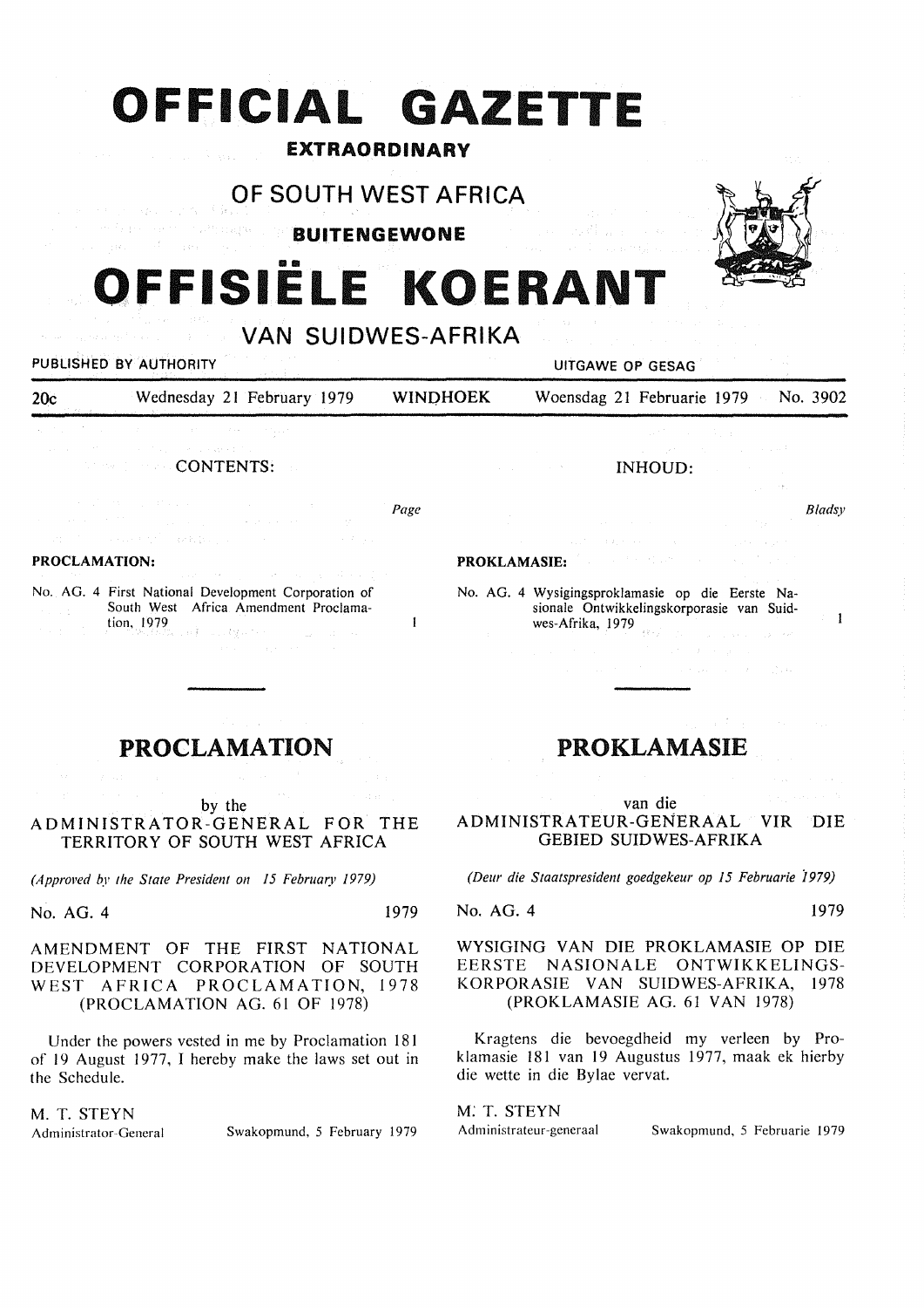# OFFICIAL GAZETTE

**EXTRAORDINARY**

## OF SOUTH WEST AFRICA

**BUITENGEWONE**

# OFFISIËLE KOERANT

## VAN SUIDWES-AFRIKA

PUBLISHED BY AUTHORITY — UITGAWE OP GESAG

20c — Wednesday 21 February 1979 — WINDHOEK — Woensdag 21 Februarie 1979 — No. 3902

CONTENTS:

*Page*

**PROCLAMATION:**

No. AG. 4 First National Development Corporation of South West Africa Amendment Proclamation, 1979 — 1

INHOUD:

*Bladsy*

**PROKLAMASIE:**

No. AG. 4 Wysigingsproklamasie op die Eerste Nasionale Ontwikkelingskorporasie van Suidwes-Afrika, 1979 — 1

---

## PROCLAMATION

by the
ADMINISTRATOR-GENERAL FOR THE TERRITORY OF SOUTH WEST AFRICA

*(Approved by the State President on 15 February 1979)*

No. AG. 4 — 1979

AMENDMENT OF THE FIRST NATIONAL DEVELOPMENT CORPORATION OF SOUTH WEST AFRICA PROCLAMATION, 1978 (PROCLAMATION AG. 61 OF 1978)

Under the powers vested in me by Proclamation 181 of 19 August 1977, I hereby make the laws set out in the Schedule.

M. T. STEYN
Administrator-General — Swakopmund, 5 February 1979

## PROKLAMASIE

van die
ADMINISTRATEUR-GENERAAL VIR DIE GEBIED SUIDWES-AFRIKA

*(Deur die Staatspresident goedgekeur op 15 Februarie 1979)*

No. AG. 4 — 1979

WYSIGING VAN DIE PROKLAMASIE OP DIE EERSTE NASIONALE ONTWIKKELINGSKORPORASIE VAN SUIDWES-AFRIKA, 1978 (PROKLAMASIE AG. 61 VAN 1978)

Kragtens die bevoegdheid my verleen by Proklamasie 181 van 19 Augustus 1977, maak ek hierby die wette in die Bylae vervat.

M. T. STEYN
Administrateur-generaal — Swakopmund, 5 Februarie 1979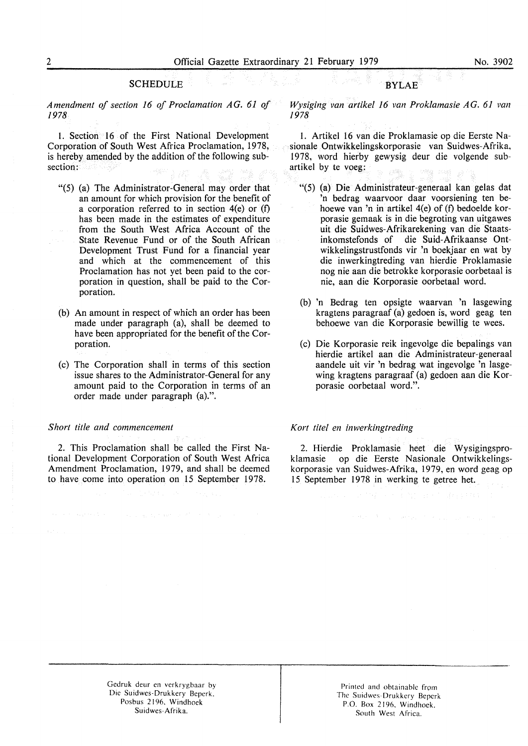## SCHEDULE

*Amendment of section 16 of Proclamation AG. 61 of 1978*

1. Section 16 of the First National Development Corporation of South West Africa Proclamation, 1978, is hereby amended by the addition of the following subsection:

"(5) (a) The Administrator-General may order that an amount for which provision for the benefit of a corporation referred to in section 4(e) or (f) has been made in the estimates of expenditure from the South West Africa Account of the State Revenue Fund or of the South African Development Trust Fund for a financial year and which at the commencement of this Proclamation has not yet been paid to the corporation in question, shall be paid to the Corporation.

(b) An amount in respect of which an order has been made under paragraph (a), shall be deemed to have been appropriated for the benefit of the Corporation.

(c) The Corporation shall in terms of this section issue shares to the Administrator-General for any amount paid to the Corporation in terms of an order made under paragraph (a).".

*Short title and commencement*

2. This Proclamation shall be called the First National Development Corporation of South West Africa Amendment Proclamation, 1979, and shall be deemed to have come into operation on 15 September 1978.

## BYLAE

*Wysiging van artikel 16 van Proklamasie AG. 61 van 1978*

1. Artikel 16 van die Proklamasie op die Eerste Nasionale Ontwikkelingskorporasie van Suidwes-Afrika, 1978, word hierby gewysig deur die volgende subartikel by te voeg:

"(5) (a) Die Administrateur-generaal kan gelas dat 'n bedrag waarvoor daar voorsiening ten behoewe van 'n in artikel 4(e) of (f) bedoelde korporasie gemaak is in die begroting van uitgawes uit die Suidwes-Afrikarekening van die Staatsinkomstefonds of die Suid-Afrikaanse Ontwikkelingstrustfonds vir 'n boekjaar en wat by die inwerkingtreding van hierdie Proklamasie nog nie aan die betrokke korporasie oorbetaal is nie, aan die Korporasie oorbetaal word.

(b) 'n Bedrag ten opsigte waarvan 'n lasgewing kragtens paragraaf (a) gedoen is, word geag ten behoewe van die Korporasie bewillig te wees.

(c) Die Korporasie reik ingevolge die bepalings van hierdie artikel aan die Administrateur-generaal aandele uit vir 'n bedrag wat ingevolge 'n lasgewing kragtens paragraaf (a) gedoen aan die Korporasie oorbetaal word.".

*Kort titel en inwerkingtreding*

2. Hierdie Proklamasie heet die Wysigingsproklamasie op die Eerste Nasionale Ontwikkelingskorporasie van Suidwes-Afrika, 1979, en word geag op 15 September 1978 in werking te getree het.

Gedruk deur en verkrygbaar by Die Suidwes-Drukkery Beperk. Posbus 2196, Windhoek Suidwes-Afrika.

Printed and obtainable from The Suidwes-Drukkery Beperk P.O. Box 2196, Windhoek. South West Africa.